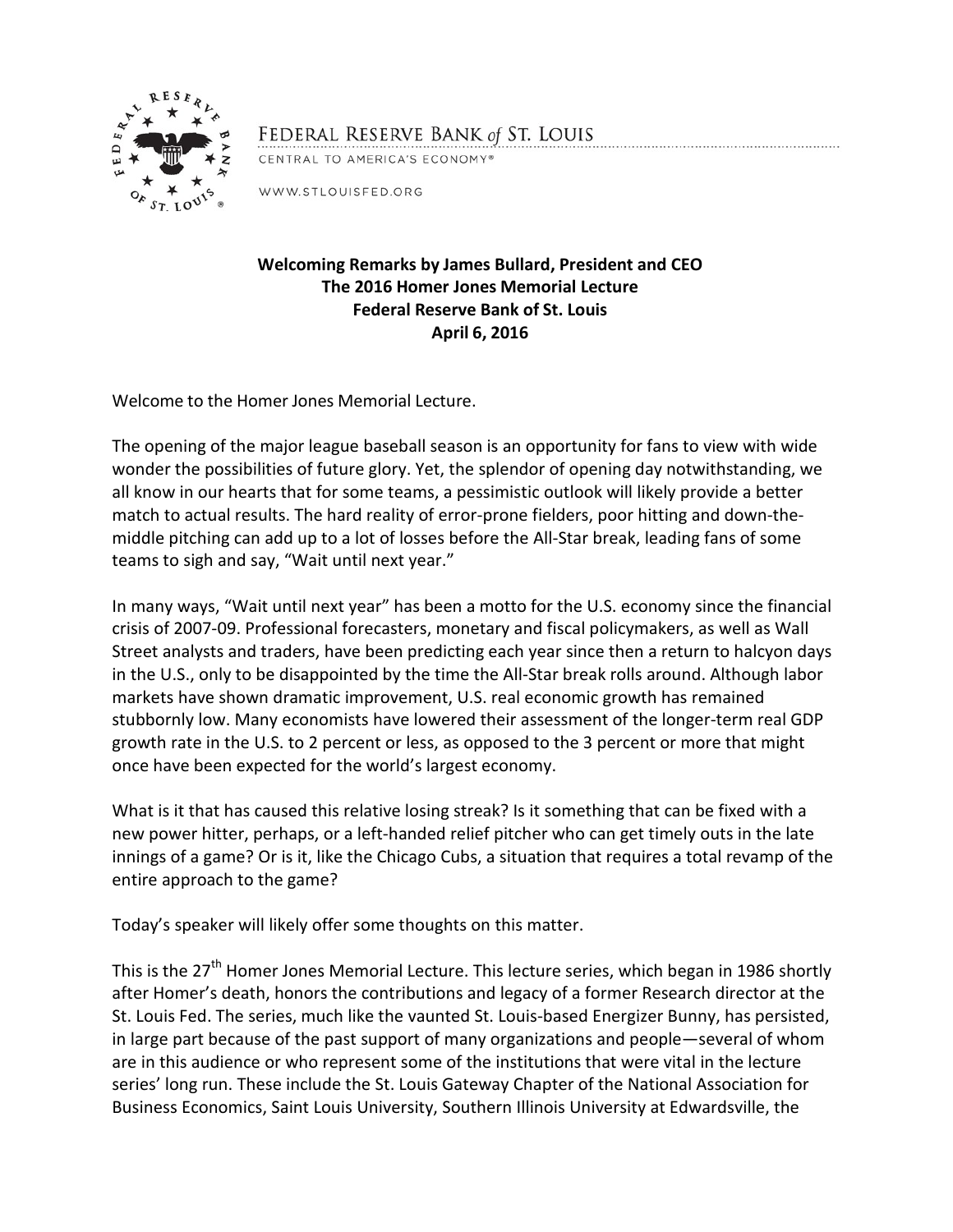FEDERAL RESERVE BANK *of* ST. LOUIS

CENTRAL TO AMERICA'S ECONOMY®

WWW.STLOUISFED.ORG

**Welcoming Remarks by James Bullard, President and CEO**
**The 2016 Homer Jones Memorial Lecture**
**Federal Reserve Bank of St. Louis**
**April 6, 2016**

Welcome to the Homer Jones Memorial Lecture.

The opening of the major league baseball season is an opportunity for fans to view with wide wonder the possibilities of future glory. Yet, the splendor of opening day notwithstanding, we all know in our hearts that for some teams, a pessimistic outlook will likely provide a better match to actual results. The hard reality of error-prone fielders, poor hitting and down-the-middle pitching can add up to a lot of losses before the All-Star break, leading fans of some teams to sigh and say, "Wait until next year."

In many ways, "Wait until next year" has been a motto for the U.S. economy since the financial crisis of 2007-09. Professional forecasters, monetary and fiscal policymakers, as well as Wall Street analysts and traders, have been predicting each year since then a return to halcyon days in the U.S., only to be disappointed by the time the All-Star break rolls around. Although labor markets have shown dramatic improvement, U.S. real economic growth has remained stubbornly low. Many economists have lowered their assessment of the longer-term real GDP growth rate in the U.S. to 2 percent or less, as opposed to the 3 percent or more that might once have been expected for the world's largest economy.

What is it that has caused this relative losing streak? Is it something that can be fixed with a new power hitter, perhaps, or a left-handed relief pitcher who can get timely outs in the late innings of a game? Or is it, like the Chicago Cubs, a situation that requires a total revamp of the entire approach to the game?

Today's speaker will likely offer some thoughts on this matter.

This is the 27th Homer Jones Memorial Lecture. This lecture series, which began in 1986 shortly after Homer's death, honors the contributions and legacy of a former Research director at the St. Louis Fed. The series, much like the vaunted St. Louis-based Energizer Bunny, has persisted, in large part because of the past support of many organizations and people—several of whom are in this audience or who represent some of the institutions that were vital in the lecture series' long run. These include the St. Louis Gateway Chapter of the National Association for Business Economics, Saint Louis University, Southern Illinois University at Edwardsville, the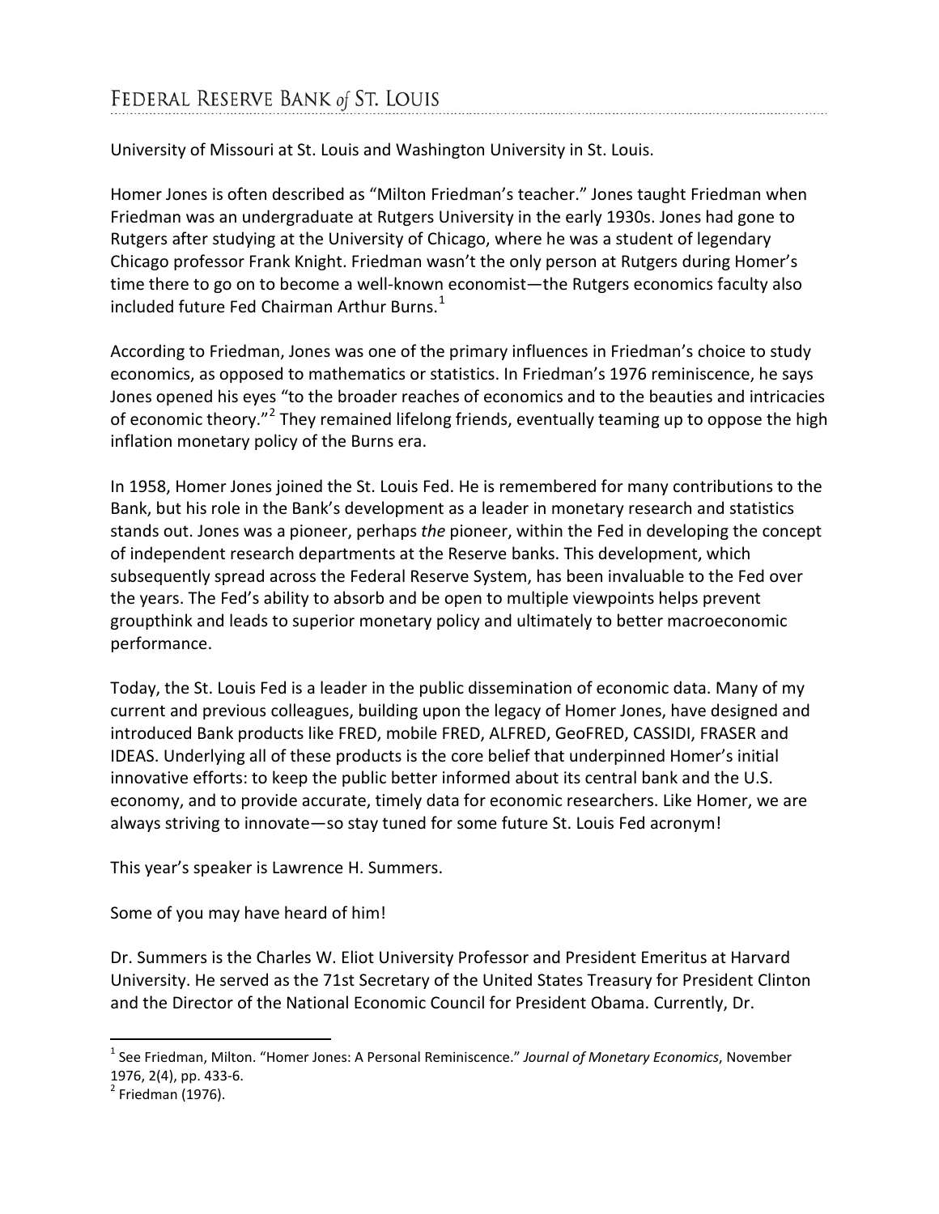University of Missouri at St. Louis and Washington University in St. Louis.

Homer Jones is often described as "Milton Friedman's teacher." Jones taught Friedman when Friedman was an undergraduate at Rutgers University in the early 1930s. Jones had gone to Rutgers after studying at the University of Chicago, where he was a student of legendary Chicago professor Frank Knight. Friedman wasn't the only person at Rutgers during Homer's time there to go on to become a well-known economist—the Rutgers economics faculty also included future Fed Chairman Arthur Burns.[1]

According to Friedman, Jones was one of the primary influences in Friedman's choice to study economics, as opposed to mathematics or statistics. In Friedman's 1976 reminiscence, he says Jones opened his eyes "to the broader reaches of economics and to the beauties and intricacies of economic theory."[2] They remained lifelong friends, eventually teaming up to oppose the high inflation monetary policy of the Burns era.

In 1958, Homer Jones joined the St. Louis Fed. He is remembered for many contributions to the Bank, but his role in the Bank's development as a leader in monetary research and statistics stands out. Jones was a pioneer, perhaps *the* pioneer, within the Fed in developing the concept of independent research departments at the Reserve banks. This development, which subsequently spread across the Federal Reserve System, has been invaluable to the Fed over the years. The Fed's ability to absorb and be open to multiple viewpoints helps prevent groupthink and leads to superior monetary policy and ultimately to better macroeconomic performance.

Today, the St. Louis Fed is a leader in the public dissemination of economic data. Many of my current and previous colleagues, building upon the legacy of Homer Jones, have designed and introduced Bank products like FRED, mobile FRED, ALFRED, GeoFRED, CASSIDI, FRASER and IDEAS. Underlying all of these products is the core belief that underpinned Homer's initial innovative efforts: to keep the public better informed about its central bank and the U.S. economy, and to provide accurate, timely data for economic researchers. Like Homer, we are always striving to innovate—so stay tuned for some future St. Louis Fed acronym!

This year's speaker is Lawrence H. Summers.

Some of you may have heard of him!

Dr. Summers is the Charles W. Eliot University Professor and President Emeritus at Harvard University. He served as the 71st Secretary of the United States Treasury for President Clinton and the Director of the National Economic Council for President Obama. Currently, Dr.

---

[1] See Friedman, Milton. "Homer Jones: A Personal Reminiscence." *Journal of Monetary Economics*, November 1976, 2(4), pp. 433-6.

[2] Friedman (1976).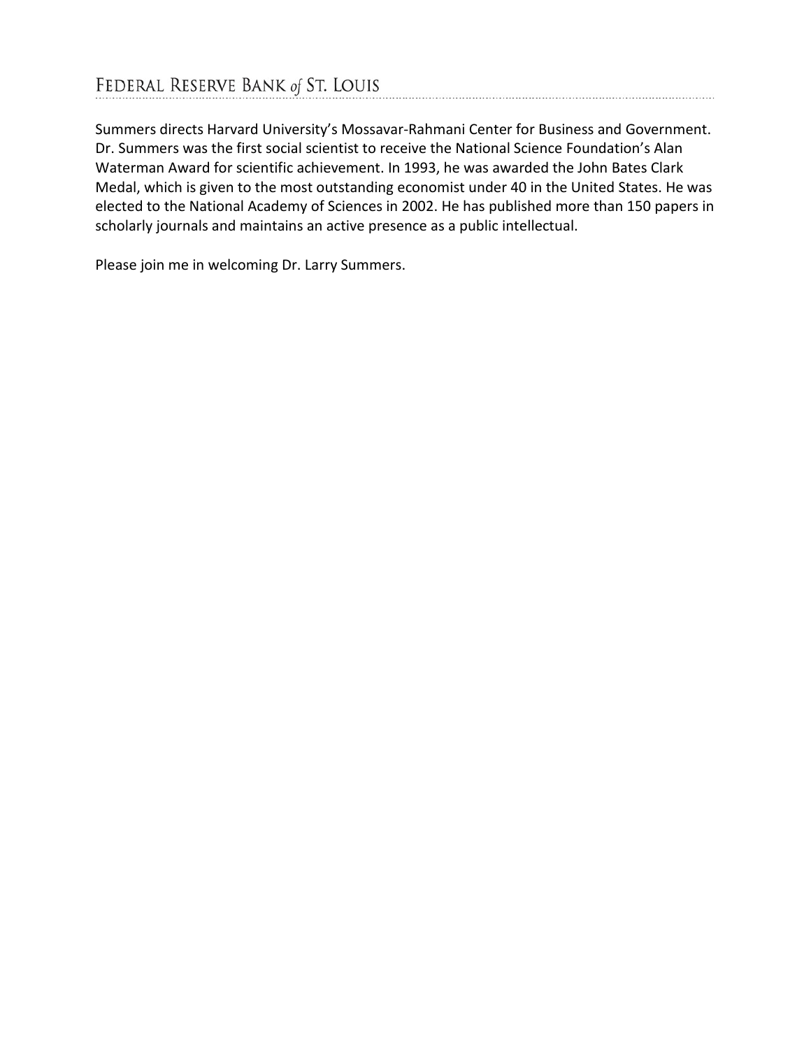Summers directs Harvard University's Mossavar-Rahmani Center for Business and Government. Dr. Summers was the first social scientist to receive the National Science Foundation's Alan Waterman Award for scientific achievement. In 1993, he was awarded the John Bates Clark Medal, which is given to the most outstanding economist under 40 in the United States. He was elected to the National Academy of Sciences in 2002. He has published more than 150 papers in scholarly journals and maintains an active presence as a public intellectual.

Please join me in welcoming Dr. Larry Summers.